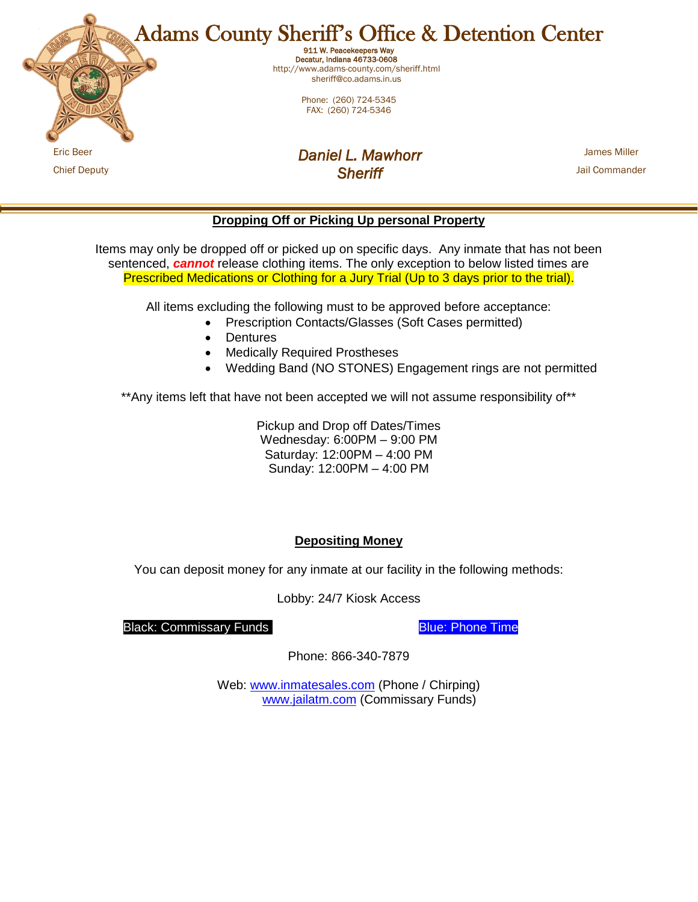# Adams County Sheriff's Office & Detention Center

911 W. Peacekeepers Way
Decatur, Indiana 46733-0608
http://www.adams-county.com/sheriff.html
sheriff@co.adams.in.us

Phone: (260) 724-5345
FAX: (260) 724-5346

Eric Beer
Chief Deputy

***Daniel L. Mawhorr***
***Sheriff***

James Miller
Jail Commander

---

## Dropping Off or Picking Up personal Property

Items may only be dropped off or picked up on specific days. Any inmate that has not been sentenced, ***cannot*** release clothing items. The only exception to below listed times are Prescribed Medications or Clothing for a Jury Trial (Up to 3 days prior to the trial).

All items excluding the following must to be approved before acceptance:

- Prescription Contacts/Glasses (Soft Cases permitted)
- Dentures
- Medically Required Prostheses
- Wedding Band (NO STONES) Engagement rings are not permitted

**Any items left that have not been accepted we will not assume responsibility of**

Pickup and Drop off Dates/Times
Wednesday: 6:00PM – 9:00 PM
Saturday: 12:00PM – 4:00 PM
Sunday: 12:00PM – 4:00 PM

## Depositing Money

You can deposit money for any inmate at our facility in the following methods:

Lobby: 24/7 Kiosk Access

Black: Commissary Funds

Blue: Phone Time

Phone: 866-340-7879

Web: www.inmatesales.com (Phone / Chirping)
www.jailatm.com (Commissary Funds)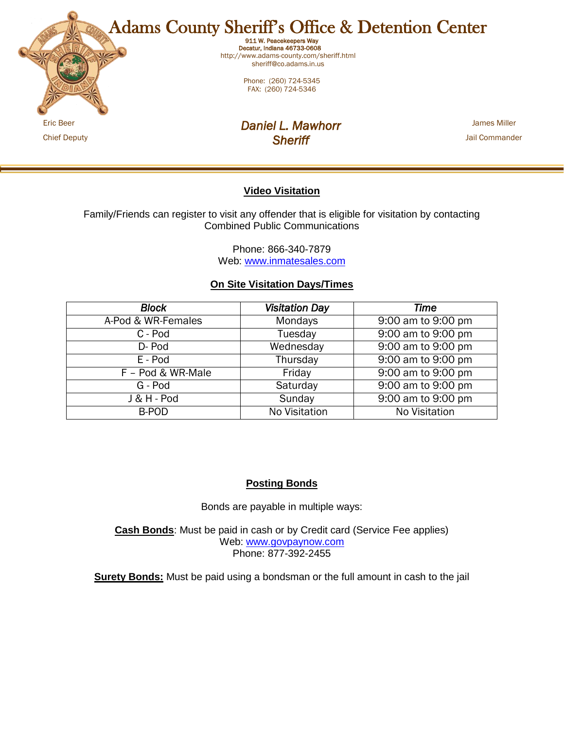# Adams County Sheriff's Office & Detention Center

911 W. Peacekeepers Way
Decatur, Indiana 46733-0608
http://www.adams-county.com/sheriff.html
sheriff@co.adams.in.us

Phone: (260) 724-5345
FAX: (260) 724-5346

Eric Beer
Chief Deputy

***Daniel L. Mawhorr***
***Sheriff***

James Miller
Jail Commander

## Video Visitation

Family/Friends can register to visit any offender that is eligible for visitation by contacting Combined Public Communications

Phone: 866-340-7879
Web: www.inmatesales.com

## On Site Visitation Days/Times

| *Block* | *Visitation Day* | *Time* |
| --- | --- | --- |
| A-Pod & WR-Females | Mondays | 9:00 am to 9:00 pm |
| C - Pod | Tuesday | 9:00 am to 9:00 pm |
| D- Pod | Wednesday | 9:00 am to 9:00 pm |
| E - Pod | Thursday | 9:00 am to 9:00 pm |
| F – Pod & WR-Male | Friday | 9:00 am to 9:00 pm |
| G - Pod | Saturday | 9:00 am to 9:00 pm |
| J & H - Pod | Sunday | 9:00 am to 9:00 pm |
| B-POD | No Visitation | No Visitation |

## Posting Bonds

Bonds are payable in multiple ways:

**Cash Bonds**: Must be paid in cash or by Credit card (Service Fee applies)
Web: www.govpaynow.com
Phone: 877-392-2455

**Surety Bonds:** Must be paid using a bondsman or the full amount in cash to the jail